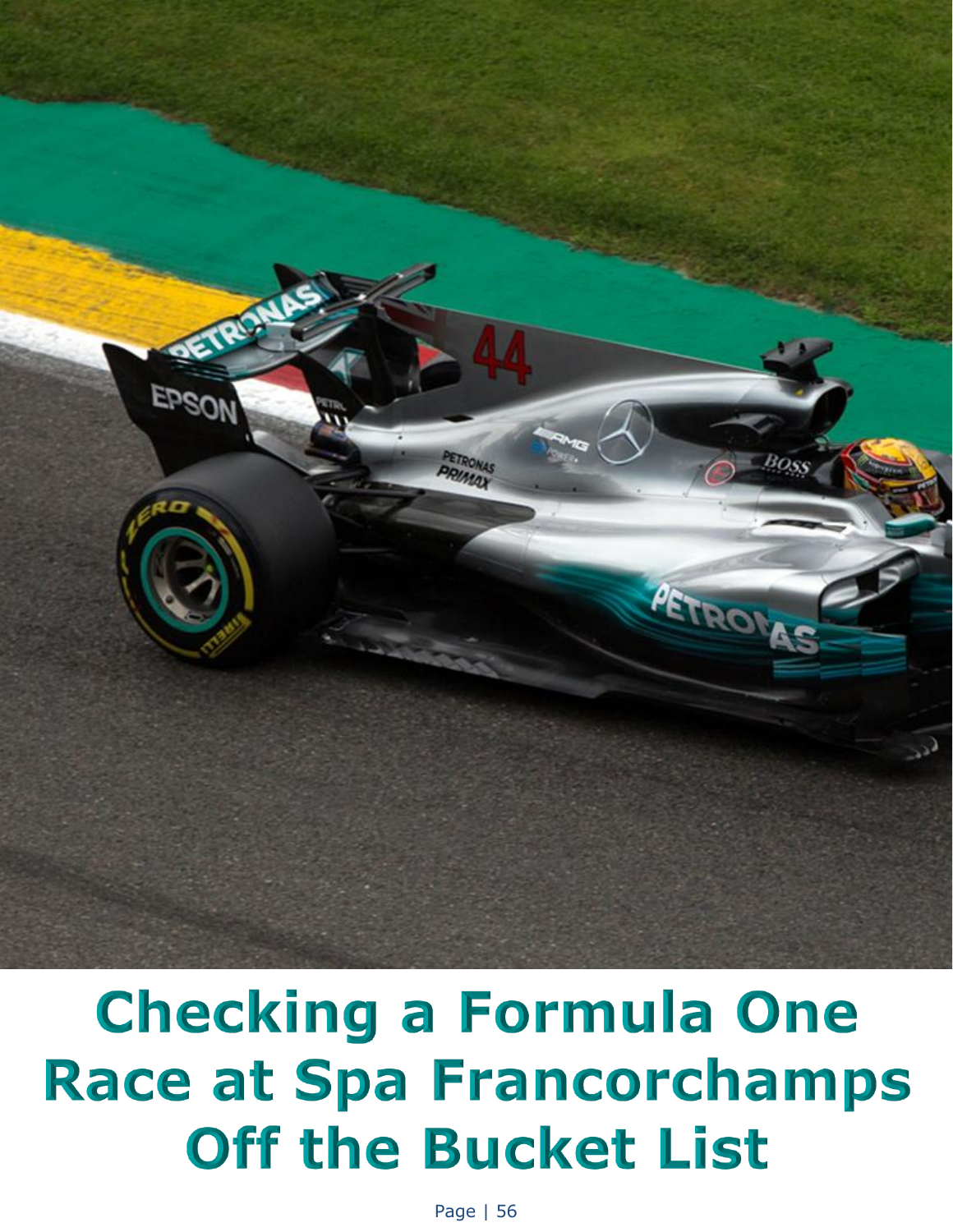# Checking a Formula One Race at Spa Francorchamps Off the Bucket List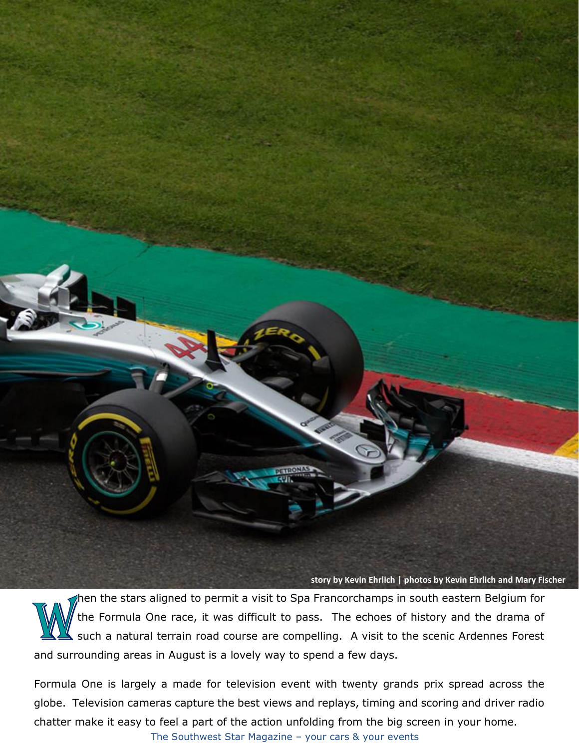story by Kevin Ehrlich | photos by Kevin Ehrlich and Mary Fischer

When the stars aligned to permit a visit to Spa Francorchamps in south eastern Belgium for the Formula One race, it was difficult to pass. The echoes of history and the drama of such a natural terrain road course are compelling. A visit to the scenic Ardennes Forest and surrounding areas in August is a lovely way to spend a few days.

Formula One is largely a made for television event with twenty grands prix spread across the globe. Television cameras capture the best views and replays, timing and scoring and driver radio chatter make it easy to feel a part of the action unfolding from the big screen in your home.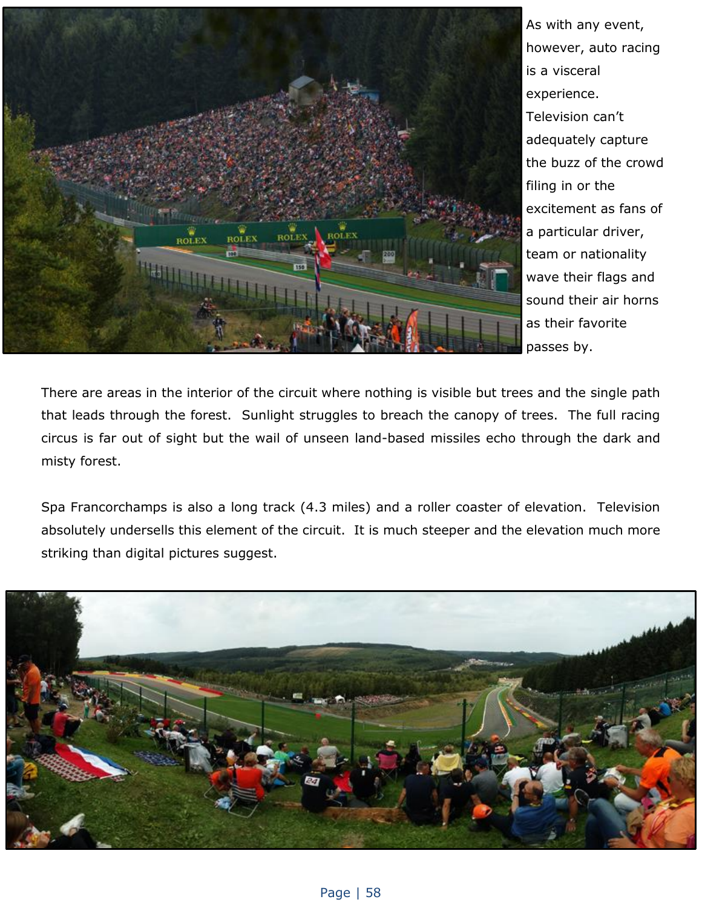As with any event, however, auto racing is a visceral experience. Television can't adequately capture the buzz of the crowd filing in or the excitement as fans of a particular driver, team or nationality wave their flags and sound their air horns as their favorite passes by.

There are areas in the interior of the circuit where nothing is visible but trees and the single path that leads through the forest. Sunlight struggles to breach the canopy of trees. The full racing circus is far out of sight but the wail of unseen land-based missiles echo through the dark and misty forest.

Spa Francorchamps is also a long track (4.3 miles) and a roller coaster of elevation. Television absolutely undersells this element of the circuit. It is much steeper and the elevation much more striking than digital pictures suggest.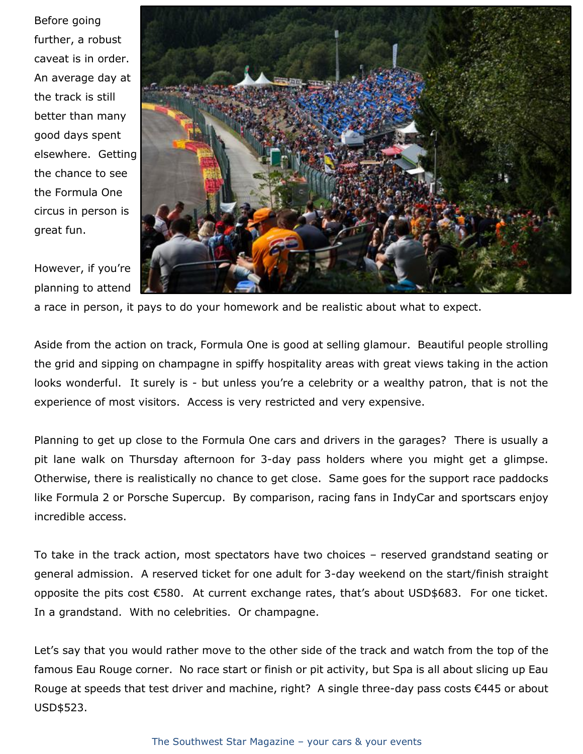Before going further, a robust caveat is in order. An average day at the track is still better than many good days spent elsewhere. Getting the chance to see the Formula One circus in person is great fun.

However, if you're planning to attend a race in person, it pays to do your homework and be realistic about what to expect.

Aside from the action on track, Formula One is good at selling glamour. Beautiful people strolling the grid and sipping on champagne in spiffy hospitality areas with great views taking in the action looks wonderful. It surely is - but unless you're a celebrity or a wealthy patron, that is not the experience of most visitors. Access is very restricted and very expensive.

Planning to get up close to the Formula One cars and drivers in the garages? There is usually a pit lane walk on Thursday afternoon for 3-day pass holders where you might get a glimpse. Otherwise, there is realistically no chance to get close. Same goes for the support race paddocks like Formula 2 or Porsche Supercup. By comparison, racing fans in IndyCar and sportscars enjoy incredible access.

To take in the track action, most spectators have two choices – reserved grandstand seating or general admission. A reserved ticket for one adult for 3-day weekend on the start/finish straight opposite the pits cost €580. At current exchange rates, that's about USD$683. For one ticket. In a grandstand. With no celebrities. Or champagne.

Let's say that you would rather move to the other side of the track and watch from the top of the famous Eau Rouge corner. No race start or finish or pit activity, but Spa is all about slicing up Eau Rouge at speeds that test driver and machine, right? A single three-day pass costs €445 or about USD$523.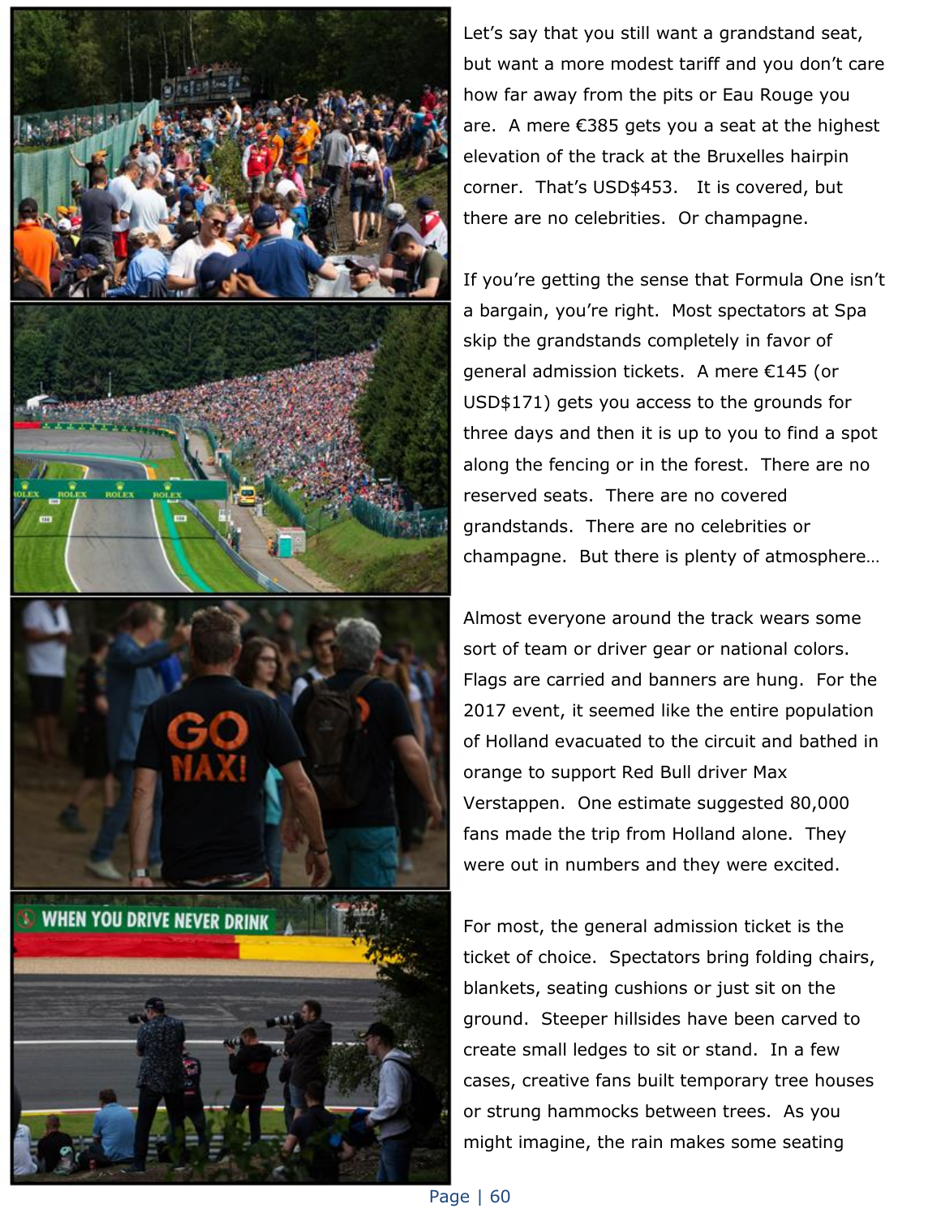Let's say that you still want a grandstand seat, but want a more modest tariff and you don't care how far away from the pits or Eau Rouge you are. A mere €385 gets you a seat at the highest elevation of the track at the Bruxelles hairpin corner. That's USD$453. It is covered, but there are no celebrities. Or champagne.

If you're getting the sense that Formula One isn't a bargain, you're right. Most spectators at Spa skip the grandstands completely in favor of general admission tickets. A mere €145 (or USD$171) gets you access to the grounds for three days and then it is up to you to find a spot along the fencing or in the forest. There are no reserved seats. There are no covered grandstands. There are no celebrities or champagne. But there is plenty of atmosphere…

Almost everyone around the track wears some sort of team or driver gear or national colors. Flags are carried and banners are hung. For the 2017 event, it seemed like the entire population of Holland evacuated to the circuit and bathed in orange to support Red Bull driver Max Verstappen. One estimate suggested 80,000 fans made the trip from Holland alone. They were out in numbers and they were excited.

For most, the general admission ticket is the ticket of choice. Spectators bring folding chairs, blankets, seating cushions or just sit on the ground. Steeper hillsides have been carved to create small ledges to sit or stand. In a few cases, creative fans built temporary tree houses or strung hammocks between trees. As you might imagine, the rain makes some seating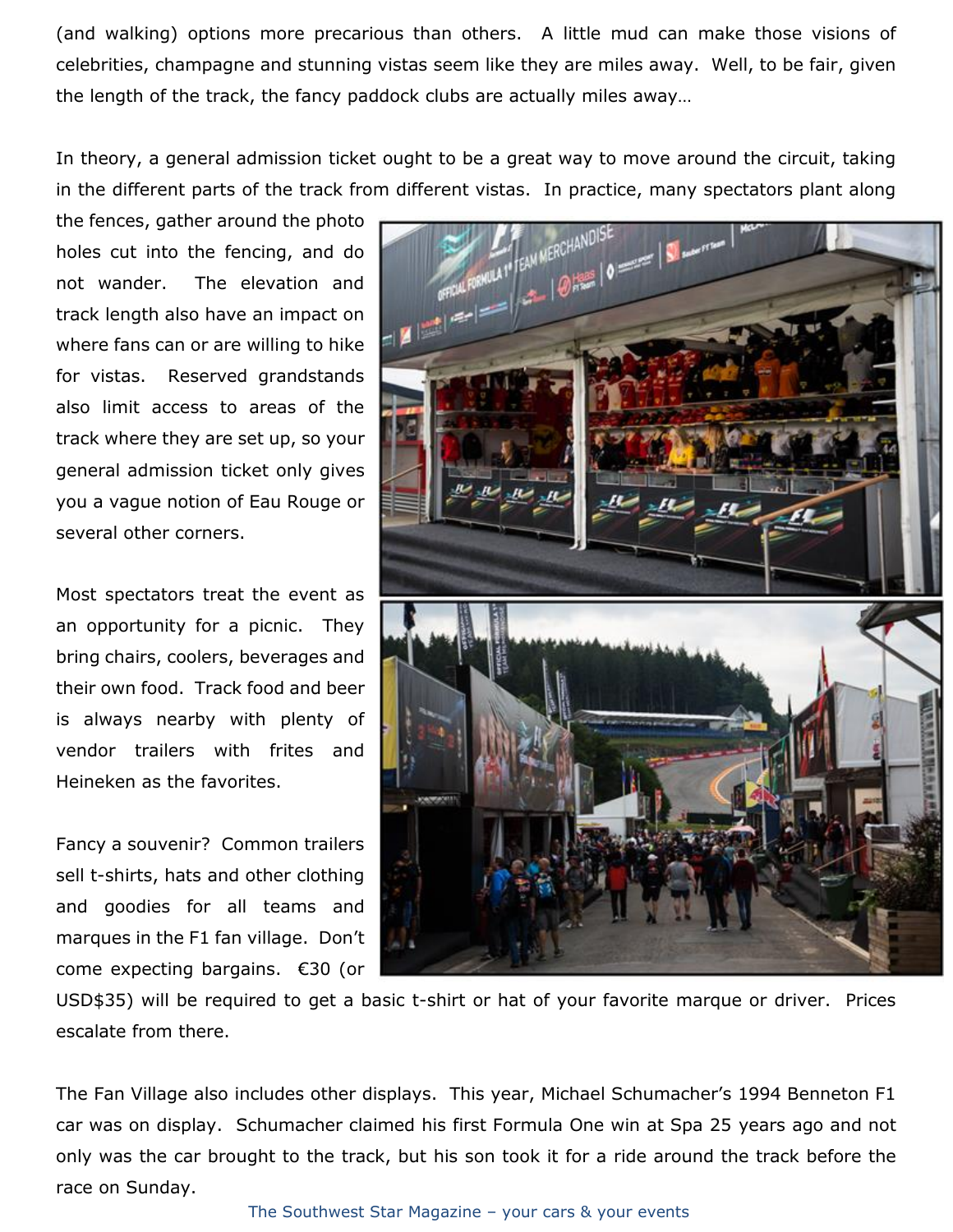(and walking) options more precarious than others. A little mud can make those visions of celebrities, champagne and stunning vistas seem like they are miles away. Well, to be fair, given the length of the track, the fancy paddock clubs are actually miles away…

In theory, a general admission ticket ought to be a great way to move around the circuit, taking in the different parts of the track from different vistas. In practice, many spectators plant along the fences, gather around the photo holes cut into the fencing, and do not wander. The elevation and track length also have an impact on where fans can or are willing to hike for vistas. Reserved grandstands also limit access to areas of the track where they are set up, so your general admission ticket only gives you a vague notion of Eau Rouge or several other corners.

Most spectators treat the event as an opportunity for a picnic. They bring chairs, coolers, beverages and their own food. Track food and beer is always nearby with plenty of vendor trailers with frites and Heineken as the favorites.

Fancy a souvenir? Common trailers sell t-shirts, hats and other clothing and goodies for all teams and marques in the F1 fan village. Don't come expecting bargains. €30 (or USD$35) will be required to get a basic t-shirt or hat of your favorite marque or driver. Prices escalate from there.

The Fan Village also includes other displays. This year, Michael Schumacher's 1994 Benneton F1 car was on display. Schumacher claimed his first Formula One win at Spa 25 years ago and not only was the car brought to the track, but his son took it for a ride around the track before the race on Sunday.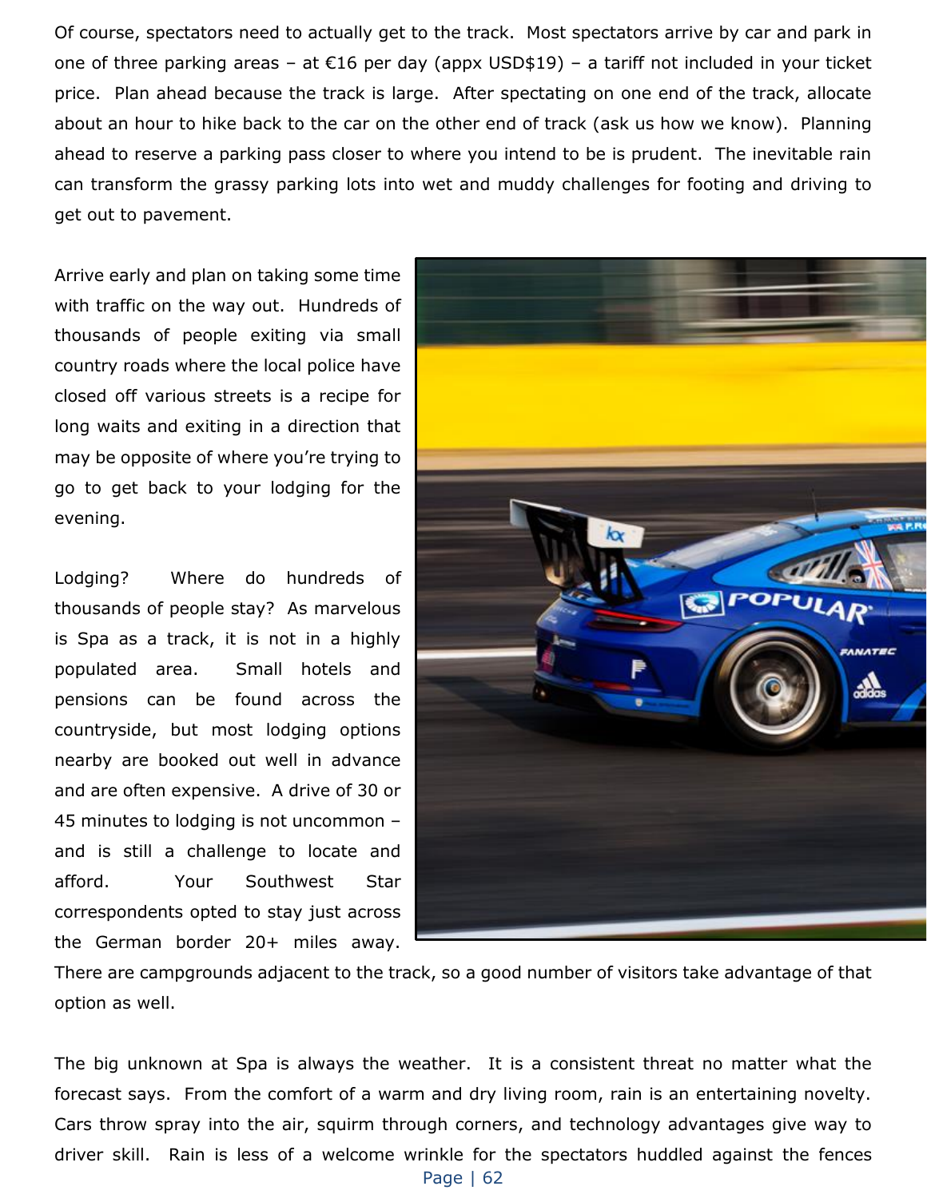Of course, spectators need to actually get to the track. Most spectators arrive by car and park in one of three parking areas – at €16 per day (appx USD$19) – a tariff not included in your ticket price. Plan ahead because the track is large. After spectating on one end of the track, allocate about an hour to hike back to the car on the other end of track (ask us how we know). Planning ahead to reserve a parking pass closer to where you intend to be is prudent. The inevitable rain can transform the grassy parking lots into wet and muddy challenges for footing and driving to get out to pavement.

Arrive early and plan on taking some time with traffic on the way out. Hundreds of thousands of people exiting via small country roads where the local police have closed off various streets is a recipe for long waits and exiting in a direction that may be opposite of where you're trying to go to get back to your lodging for the evening.

Lodging? Where do hundreds of thousands of people stay? As marvelous is Spa as a track, it is not in a highly populated area. Small hotels and pensions can be found across the countryside, but most lodging options nearby are booked out well in advance and are often expensive. A drive of 30 or 45 minutes to lodging is not uncommon – and is still a challenge to locate and afford. Your Southwest Star correspondents opted to stay just across the German border 20+ miles away. There are campgrounds adjacent to the track, so a good number of visitors take advantage of that option as well.

The big unknown at Spa is always the weather. It is a consistent threat no matter what the forecast says. From the comfort of a warm and dry living room, rain is an entertaining novelty. Cars throw spray into the air, squirm through corners, and technology advantages give way to driver skill. Rain is less of a welcome wrinkle for the spectators huddled against the fences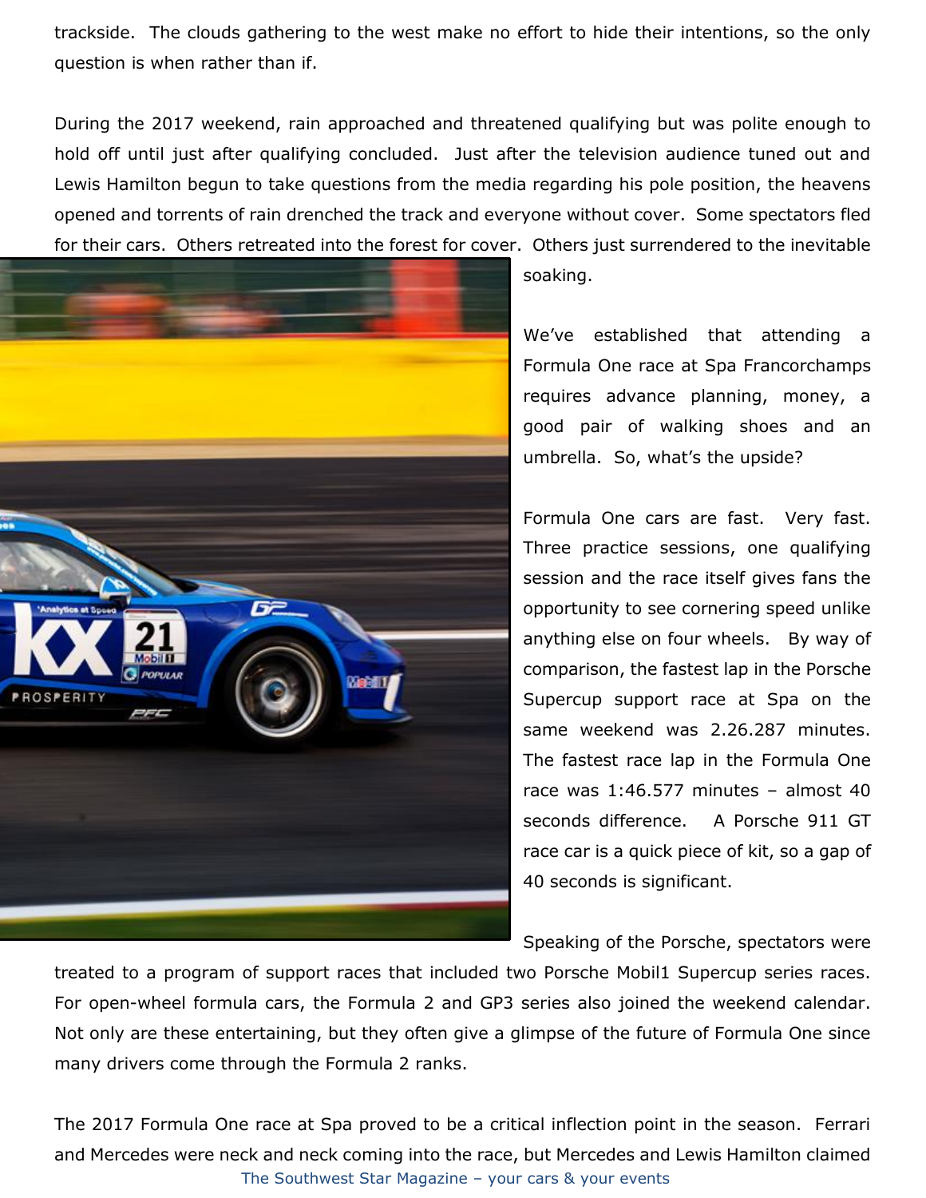trackside. The clouds gathering to the west make no effort to hide their intentions, so the only question is when rather than if.

During the 2017 weekend, rain approached and threatened qualifying but was polite enough to hold off until just after qualifying concluded. Just after the television audience tuned out and Lewis Hamilton begun to take questions from the media regarding his pole position, the heavens opened and torrents of rain drenched the track and everyone without cover. Some spectators fled for their cars. Others retreated into the forest for cover. Others just surrendered to the inevitable soaking.

We've established that attending a Formula One race at Spa Francorchamps requires advance planning, money, a good pair of walking shoes and an umbrella. So, what's the upside?

Formula One cars are fast. Very fast. Three practice sessions, one qualifying session and the race itself gives fans the opportunity to see cornering speed unlike anything else on four wheels. By way of comparison, the fastest lap in the Porsche Supercup support race at Spa on the same weekend was 2.26.287 minutes. The fastest race lap in the Formula One race was 1:46.577 minutes – almost 40 seconds difference. A Porsche 911 GT race car is a quick piece of kit, so a gap of 40 seconds is significant.

Speaking of the Porsche, spectators were treated to a program of support races that included two Porsche Mobil1 Supercup series races. For open-wheel formula cars, the Formula 2 and GP3 series also joined the weekend calendar. Not only are these entertaining, but they often give a glimpse of the future of Formula One since many drivers come through the Formula 2 ranks.

The 2017 Formula One race at Spa proved to be a critical inflection point in the season. Ferrari and Mercedes were neck and neck coming into the race, but Mercedes and Lewis Hamilton claimed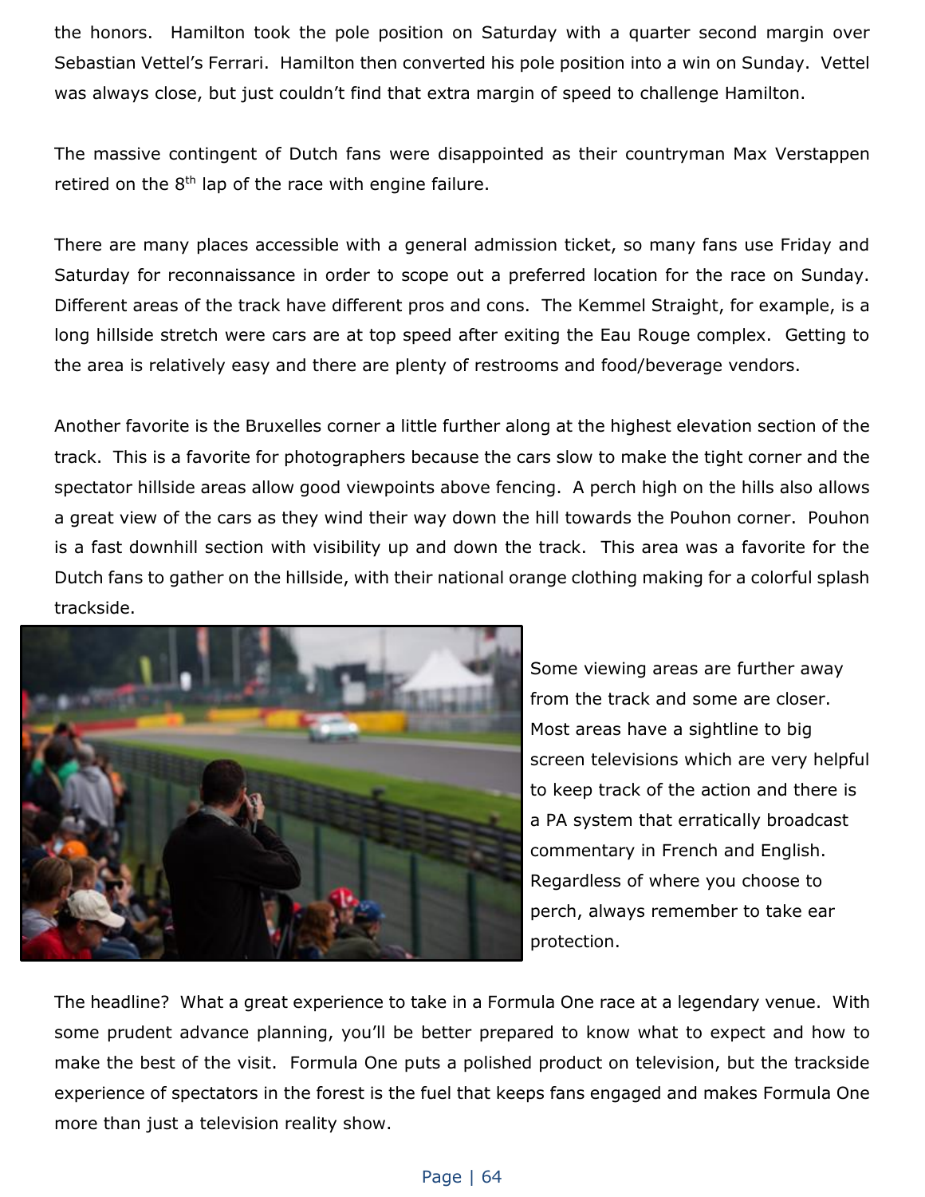the honors. Hamilton took the pole position on Saturday with a quarter second margin over Sebastian Vettel's Ferrari. Hamilton then converted his pole position into a win on Sunday. Vettel was always close, but just couldn't find that extra margin of speed to challenge Hamilton.

The massive contingent of Dutch fans were disappointed as their countryman Max Verstappen retired on the 8th lap of the race with engine failure.

There are many places accessible with a general admission ticket, so many fans use Friday and Saturday for reconnaissance in order to scope out a preferred location for the race on Sunday. Different areas of the track have different pros and cons. The Kemmel Straight, for example, is a long hillside stretch were cars are at top speed after exiting the Eau Rouge complex. Getting to the area is relatively easy and there are plenty of restrooms and food/beverage vendors.

Another favorite is the Bruxelles corner a little further along at the highest elevation section of the track. This is a favorite for photographers because the cars slow to make the tight corner and the spectator hillside areas allow good viewpoints above fencing. A perch high on the hills also allows a great view of the cars as they wind their way down the hill towards the Pouhon corner. Pouhon is a fast downhill section with visibility up and down the track. This area was a favorite for the Dutch fans to gather on the hillside, with their national orange clothing making for a colorful splash trackside.

Some viewing areas are further away from the track and some are closer. Most areas have a sightline to big screen televisions which are very helpful to keep track of the action and there is a PA system that erratically broadcast commentary in French and English. Regardless of where you choose to perch, always remember to take ear protection.

The headline? What a great experience to take in a Formula One race at a legendary venue. With some prudent advance planning, you'll be better prepared to know what to expect and how to make the best of the visit. Formula One puts a polished product on television, but the trackside experience of spectators in the forest is the fuel that keeps fans engaged and makes Formula One more than just a television reality show.